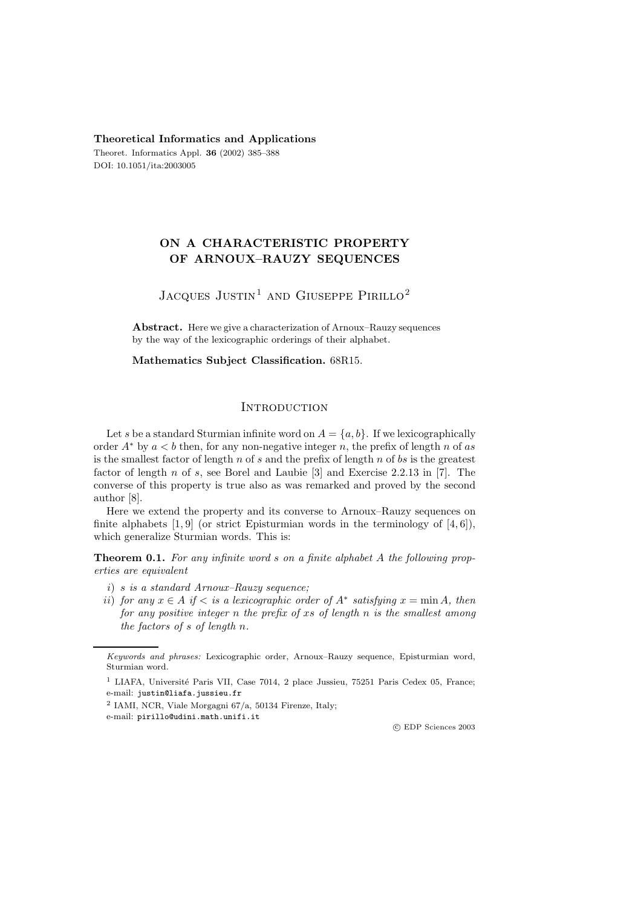**Theoretical Informatics and Applications**

Theoret. Informatics Appl. **36** (2002) 385–388
DOI: 10.1051/ita:2003005

# ON A CHARACTERISTIC PROPERTY OF ARNOUX–RAUZY SEQUENCES

Jacques Justin[1] and Giuseppe Pirillo[2]

**Abstract.** Here we give a characterization of Arnoux–Rauzy sequences by the way of the lexicographic orderings of their alphabet.

**Mathematics Subject Classification.** 68R15.

## Introduction

Let $s$ be a standard Sturmian infinite word on $A = \{a, b\}$. If we lexicographically order $A^*$ by $a < b$ then, for any non-negative integer $n$, the prefix of length $n$ of $as$ is the smallest factor of length $n$ of $s$ and the prefix of length $n$ of $bs$ is the greatest factor of length $n$ of $s$, see Borel and Laubie [3] and Exercise 2.2.13 in [7]. The converse of this property is true also as was remarked and proved by the second author [8].

Here we extend the property and its converse to Arnoux–Rauzy sequences on finite alphabets [1, 9] (or strict Episturmian words in the terminology of [4, 6]), which generalize Sturmian words. This is:

**Theorem 0.1.** *For any infinite word $s$ on a finite alphabet $A$ the following properties are equivalent*

*i) $s$ is a standard Arnoux–Rauzy sequence;*

*ii) for any $x \in A$ if $<$ is a lexicographic order of $A^*$ satisfying $x = \min A$, then for any positive integer $n$ the prefix of $xs$ of length $n$ is the smallest among the factors of $s$ of length $n$.*

---

*Keywords and phrases:* Lexicographic order, Arnoux–Rauzy sequence, Episturmian word, Sturmian word.

[1] LIAFA, Université Paris VII, Case 7014, 2 place Jussieu, 75251 Paris Cedex 05, France; e-mail: justin@liafa.jussieu.fr

[2] IAMI, NCR, Viale Morgagni 67/a, 50134 Firenze, Italy; e-mail: pirillo@udini.math.unifi.it

© EDP Sciences 2003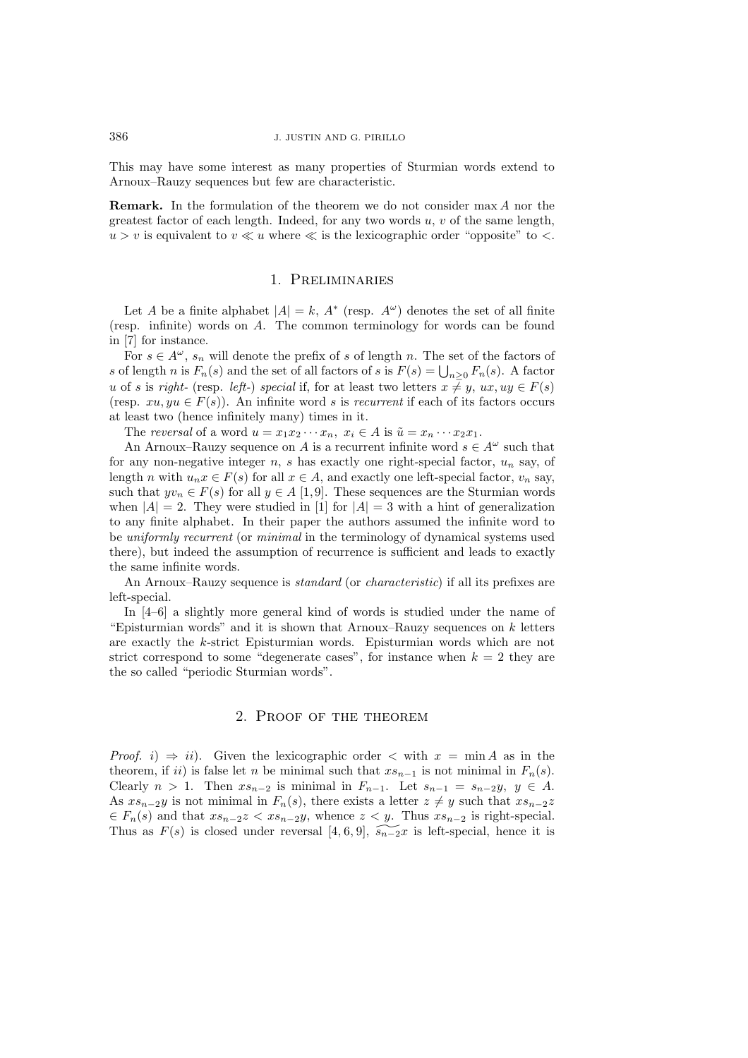This may have some interest as many properties of Sturmian words extend to Arnoux–Rauzy sequences but few are characteristic.

**Remark.** In the formulation of the theorem we do not consider $\max A$ nor the greatest factor of each length. Indeed, for any two words $u$, $v$ of the same length, $u > v$ is equivalent to $v \ll u$ where $\ll$ is the lexicographic order "opposite" to $<$.

## 1. Preliminaries

Let $A$ be a finite alphabet $|A| = k$, $A^*$ (resp. $A^\omega$) denotes the set of all finite (resp. infinite) words on $A$. The common terminology for words can be found in [7] for instance.

For $s \in A^\omega$, $s_n$ will denote the prefix of $s$ of length $n$. The set of the factors of $s$ of length $n$ is $F_n(s)$ and the set of all factors of $s$ is $F(s) = \bigcup_{n \geq 0} F_n(s)$. A factor $u$ of $s$ is *right-* (resp. *left-*) *special* if, for at least two letters $x \neq y$, $ux, uy \in F(s)$ (resp. $xu, yu \in F(s)$). An infinite word $s$ is *recurrent* if each of its factors occurs at least two (hence infinitely many) times in it.

The *reversal* of a word $u = x_1 x_2 \cdots x_n,\ x_i \in A$ is $\tilde{u} = x_n \cdots x_2 x_1$.

An Arnoux–Rauzy sequence on $A$ is a recurrent infinite word $s \in A^\omega$ such that for any non-negative integer $n$, $s$ has exactly one right-special factor, $u_n$ say, of length $n$ with $u_n x \in F(s)$ for all $x \in A$, and exactly one left-special factor, $v_n$ say, such that $y v_n \in F(s)$ for all $y \in A$ [1,9]. These sequences are the Sturmian words when $|A| = 2$. They were studied in [1] for $|A| = 3$ with a hint of generalization to any finite alphabet. In their paper the authors assumed the infinite word to be *uniformly recurrent* (or *minimal* in the terminology of dynamical systems used there), but indeed the assumption of recurrence is sufficient and leads to exactly the same infinite words.

An Arnoux–Rauzy sequence is *standard* (or *characteristic*) if all its prefixes are left-special.

In [4–6] a slightly more general kind of words is studied under the name of "Episturmian words" and it is shown that Arnoux–Rauzy sequences on $k$ letters are exactly the $k$-strict Episturmian words. Episturmian words which are not strict correspond to some "degenerate cases", for instance when $k = 2$ they are the so called "periodic Sturmian words".

## 2. Proof of the theorem

*Proof.* *i)* $\Rightarrow$ *ii)*. Given the lexicographic order $<$ with $x = \min A$ as in the theorem, if *ii)* is false let $n$ be minimal such that $x s_{n-1}$ is not minimal in $F_n(s)$. Clearly $n > 1$. Then $x s_{n-2}$ is minimal in $F_{n-1}$. Let $s_{n-1} = s_{n-2} y,\ y \in A$. As $x s_{n-2} y$ is not minimal in $F_n(s)$, there exists a letter $z \neq y$ such that $x s_{n-2} z \in F_n(s)$ and that $x s_{n-2} z < x s_{n-2} y$, whence $z < y$. Thus $x s_{n-2}$ is right-special. Thus as $F(s)$ is closed under reversal [4, 6, 9], $\widetilde{s_{n-2}} x$ is left-special, hence it is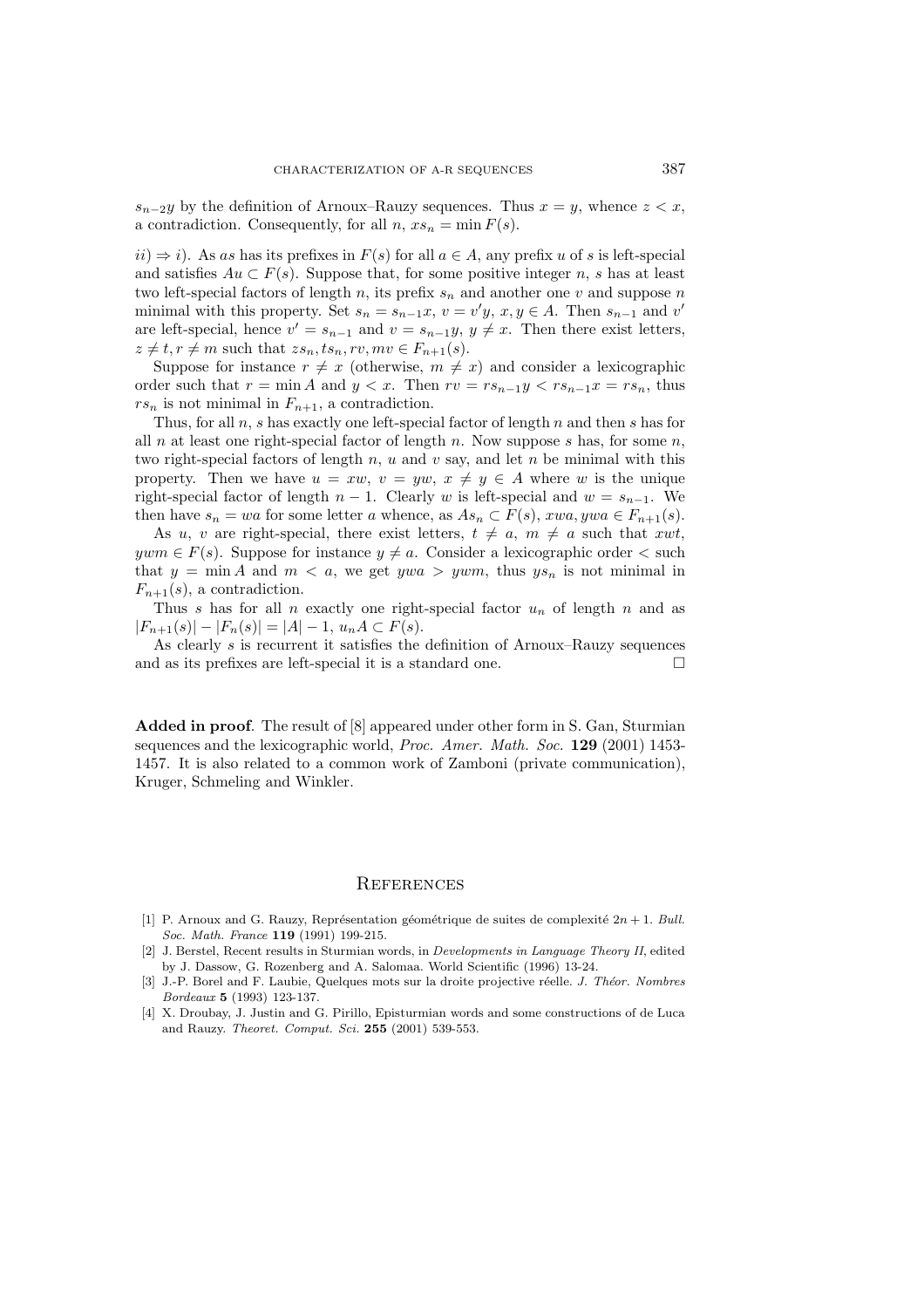$s_{n-2}y$ by the definition of Arnoux–Rauzy sequences. Thus $x = y$, whence $z < x$, a contradiction. Consequently, for all $n$, $xs_n = \min F(s)$.

$ii) \Rightarrow i)$. As $as$ has its prefixes in $F(s)$ for all $a \in A$, any prefix $u$ of $s$ is left-special and satisfies $Au \subset F(s)$. Suppose that, for some positive integer $n$, $s$ has at least two left-special factors of length $n$, its prefix $s_n$ and another one $v$ and suppose $n$ minimal with this property. Set $s_n = s_{n-1}x$, $v = v'y$, $x, y \in A$. Then $s_{n-1}$ and $v'$ are left-special, hence $v' = s_{n-1}$ and $v = s_{n-1}y$, $y \neq x$. Then there exist letters, $z \neq t, r \neq m$ such that $zs_n, ts_n, rv, mv \in F_{n+1}(s)$.

Suppose for instance $r \neq x$ (otherwise, $m \neq x$) and consider a lexicographic order such that $r = \min A$ and $y < x$. Then $rv = rs_{n-1}y < rs_{n-1}x = rs_n$, thus $rs_n$ is not minimal in $F_{n+1}$, a contradiction.

Thus, for all $n$, $s$ has exactly one left-special factor of length $n$ and then $s$ has for all $n$ at least one right-special factor of length $n$. Now suppose $s$ has, for some $n$, two right-special factors of length $n$, $u$ and $v$ say, and let $n$ be minimal with this property. Then we have $u = xw$, $v = yw$, $x \neq y \in A$ where $w$ is the unique right-special factor of length $n - 1$. Clearly $w$ is left-special and $w = s_{n-1}$. We then have $s_n = wa$ for some letter $a$ whence, as $As_n \subset F(s)$, $xwa, ywa \in F_{n+1}(s)$.

As $u$, $v$ are right-special, there exist letters, $t \neq a$, $m \neq a$ such that $xwt$, $ywm \in F(s)$. Suppose for instance $y \neq a$. Consider a lexicographic order $<$ such that $y = \min A$ and $m < a$, we get $ywa > ywm$, thus $ys_n$ is not minimal in $F_{n+1}(s)$, a contradiction.

Thus $s$ has for all $n$ exactly one right-special factor $u_n$ of length $n$ and as $|F_{n+1}(s)| - |F_n(s)| = |A| - 1$, $u_nA \subset F(s)$.

As clearly $s$ is recurrent it satisfies the definition of Arnoux–Rauzy sequences and as its prefixes are left-special it is a standard one. □

**Added in proof**. The result of [8] appeared under other form in S. Gan, Sturmian sequences and the lexicographic world, *Proc. Amer. Math. Soc.* **129** (2001) 1453-1457. It is also related to a common work of Zamboni (private communication), Kruger, Schmeling and Winkler.

## References

[1] P. Arnoux and G. Rauzy, Représentation géométrique de suites de complexité $2n + 1$. *Bull. Soc. Math. France* **119** (1991) 199-215.

[2] J. Berstel, Recent results in Sturmian words, in *Developments in Language Theory II*, edited by J. Dassow, G. Rozenberg and A. Salomaa. World Scientific (1996) 13-24.

[3] J.-P. Borel and F. Laubie, Quelques mots sur la droite projective réelle. *J. Théor. Nombres Bordeaux* **5** (1993) 123-137.

[4] X. Droubay, J. Justin and G. Pirillo, Episturmian words and some constructions of de Luca and Rauzy. *Theoret. Comput. Sci.* **255** (2001) 539-553.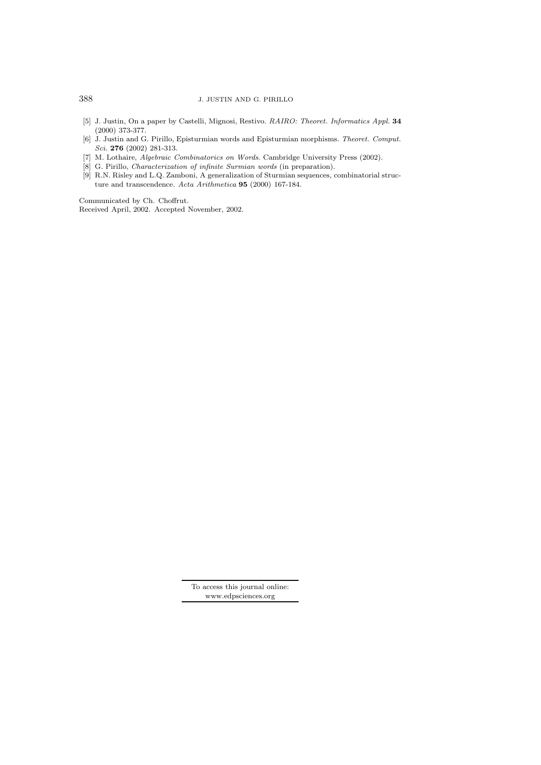- [5] J. Justin, On a paper by Castelli, Mignosi, Restivo. *RAIRO: Theoret. Informatics Appl.* **34** (2000) 373-377.
- [6] J. Justin and G. Pirillo, Episturmian words and Episturmian morphisms. *Theoret. Comput. Sci.* **276** (2002) 281-313.
- [7] M. Lothaire, *Algebraic Combinatorics on Words*. Cambridge University Press (2002).
- [8] G. Pirillo, *Characterization of infinite Surmian words* (in preparation).
- [9] R.N. Risley and L.Q. Zamboni, A generalization of Sturmian sequences, combinatorial structure and transcendence. *Acta Arithmetica* **95** (2000) 167-184.

Communicated by Ch. Choffrut.
Received April, 2002. Accepted November, 2002.

To access this journal online:
www.edpsciences.org